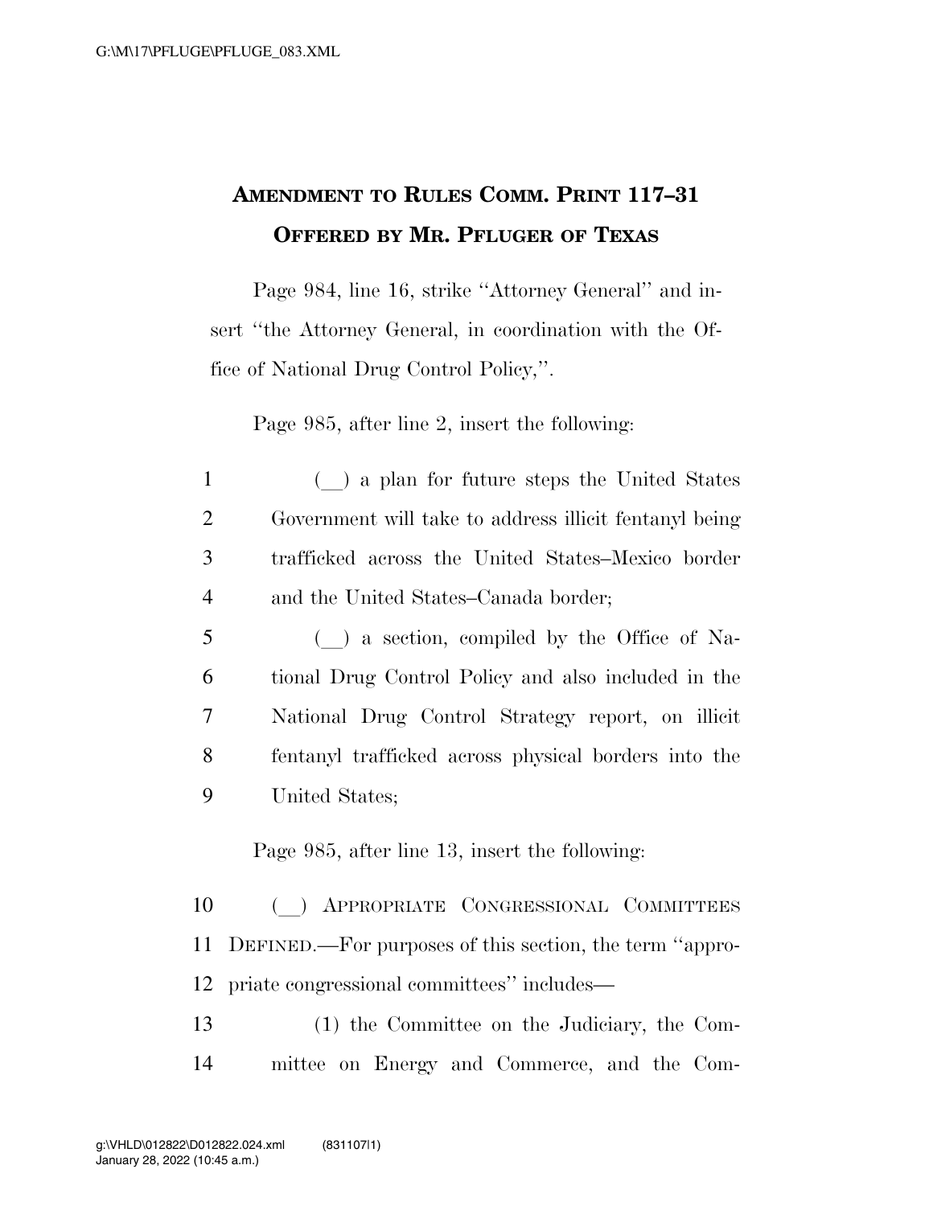# AMENDMENT TO RULES COMM. PRINT 117–31
## OFFERED BY MR. PFLUGER OF TEXAS

Page 984, line 16, strike "Attorney General" and insert "the Attorney General, in coordination with the Office of National Drug Control Policy,".

Page 985, after line 2, insert the following:

1 (__) a plan for future steps the United States
2 Government will take to address illicit fentanyl being
3 trafficked across the United States–Mexico border
4 and the United States–Canada border;

5 (__) a section, compiled by the Office of Na-
6 tional Drug Control Policy and also included in the
7 National Drug Control Strategy report, on illicit
8 fentanyl trafficked across physical borders into the
9 United States;

Page 985, after line 13, insert the following:

10 (__) APPROPRIATE CONGRESSIONAL COMMITTEES
11 DEFINED.—For purposes of this section, the term "appro-
12 priate congressional committees" includes—

13 (1) the Committee on the Judiciary, the Com-
14 mittee on Energy and Commerce, and the Com-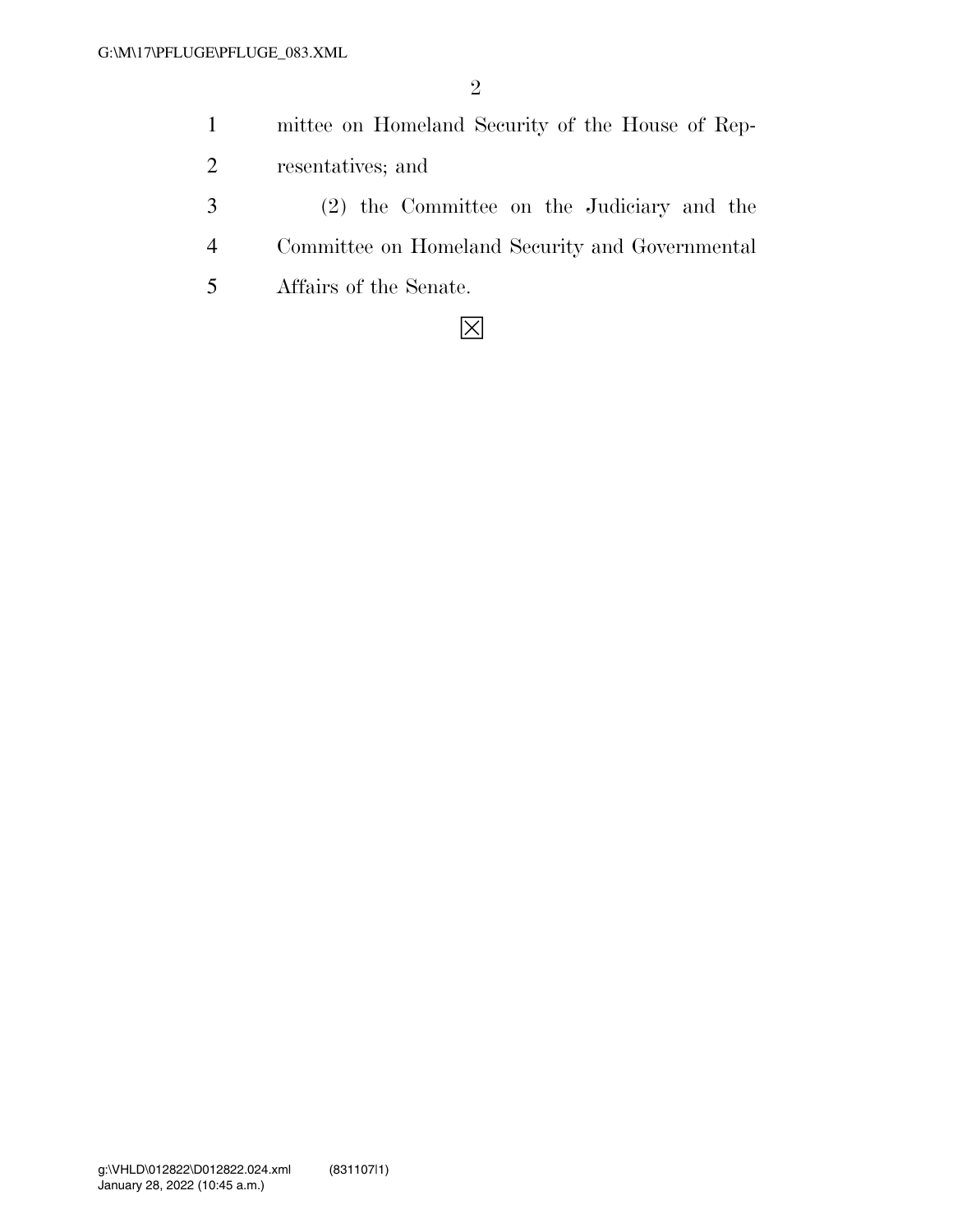mittee on Homeland Security of the House of Representatives; and

(2) the Committee on the Judiciary and the Committee on Homeland Security and Governmental Affairs of the Senate.